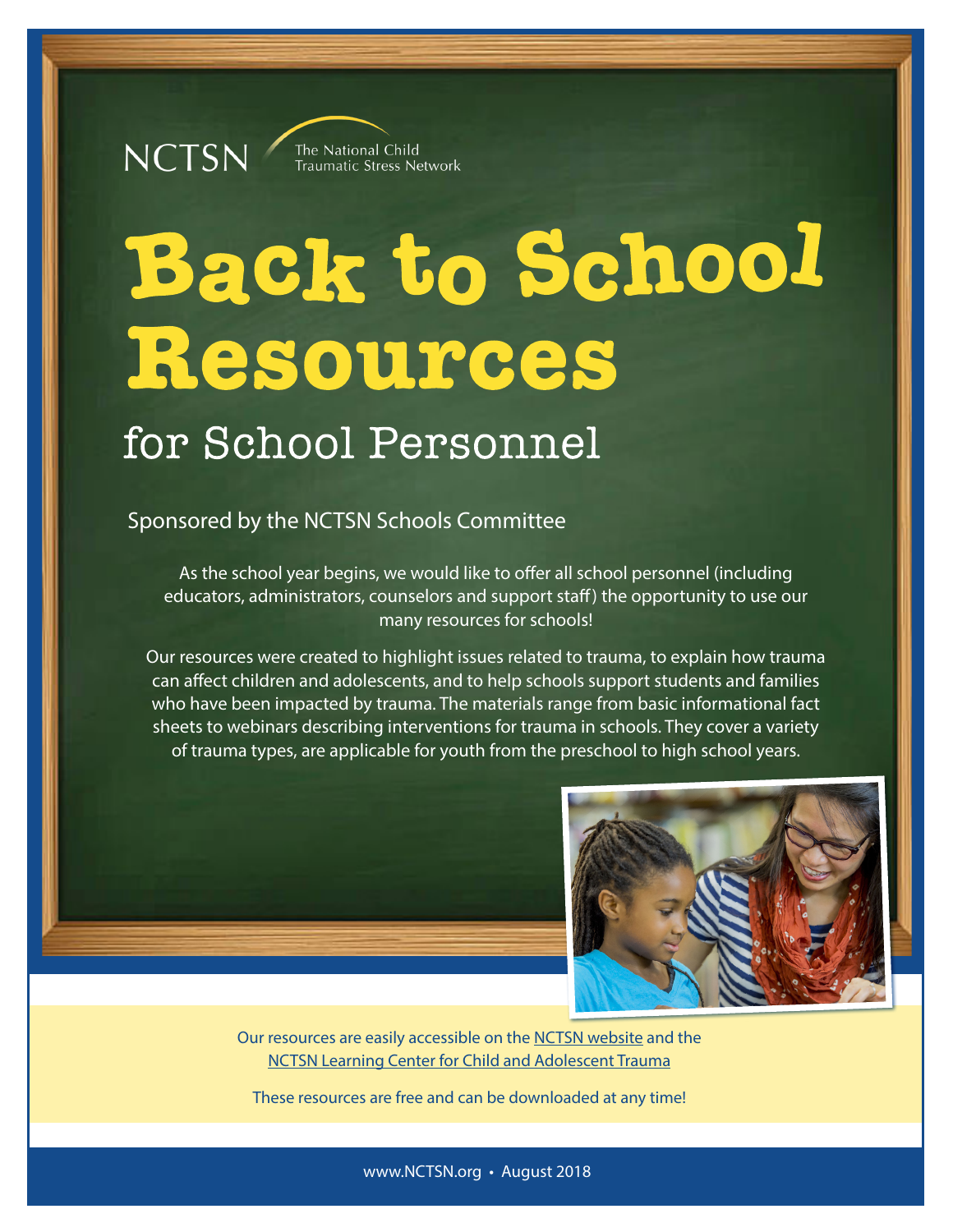NCTSN The National Child Traumatic Stress Network

# Back to School Resources

## for School Personnel

Sponsored by the NCTSN Schools Committee

As the school year begins, we would like to offer all school personnel (including educators, administrators, counselors and support staff) the opportunity to use our many resources for schools!

Our resources were created to highlight issues related to trauma, to explain how trauma can affect children and adolescents, and to help schools support students and families who have been impacted by trauma. The materials range from basic informational fact sheets to webinars describing interventions for trauma in schools. They cover a variety of trauma types, are applicable for youth from the preschool to high school years.

Our resources are easily accessible on the NCTSN website and the NCTSN Learning Center for Child and Adolescent Trauma

These resources are free and can be downloaded at any time!

www.NCTSN.org • August 2018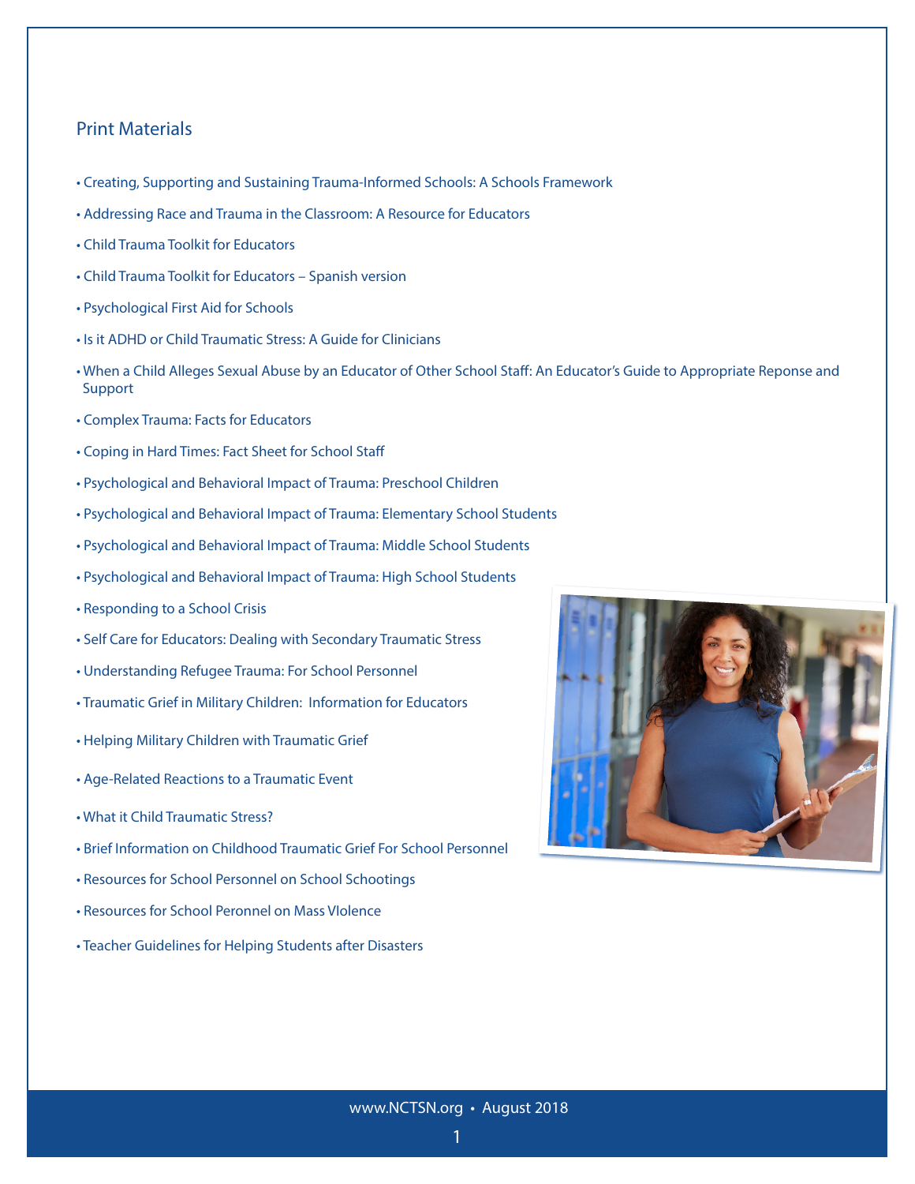## Print Materials

- Creating, Supporting and Sustaining Trauma-Informed Schools: A Schools Framework
- Addressing Race and Trauma in the Classroom: A Resource for Educators
- Child Trauma Toolkit for Educators
- Child Trauma Toolkit for Educators – Spanish version
- Psychological First Aid for Schools
- Is it ADHD or Child Traumatic Stress: A Guide for Clinicians
- When a Child Alleges Sexual Abuse by an Educator of Other School Staff: An Educator's Guide to Appropriate Reponse and Support
- Complex Trauma: Facts for Educators
- Coping in Hard Times: Fact Sheet for School Staff
- Psychological and Behavioral Impact of Trauma: Preschool Children
- Psychological and Behavioral Impact of Trauma: Elementary School Students
- Psychological and Behavioral Impact of Trauma: Middle School Students
- Psychological and Behavioral Impact of Trauma: High School Students
- Responding to a School Crisis
- Self Care for Educators: Dealing with Secondary Traumatic Stress
- Understanding Refugee Trauma: For School Personnel
- Traumatic Grief in Military Children: Information for Educators
- Helping Military Children with Traumatic Grief
- Age-Related Reactions to a Traumatic Event
- What it Child Traumatic Stress?
- Brief Information on Childhood Traumatic Grief For School Personnel
- Resources for School Personnel on School Schootings
- Resources for School Peronnel on Mass VIolence
- Teacher Guidelines for Helping Students after Disasters

www.NCTSN.org • August 2018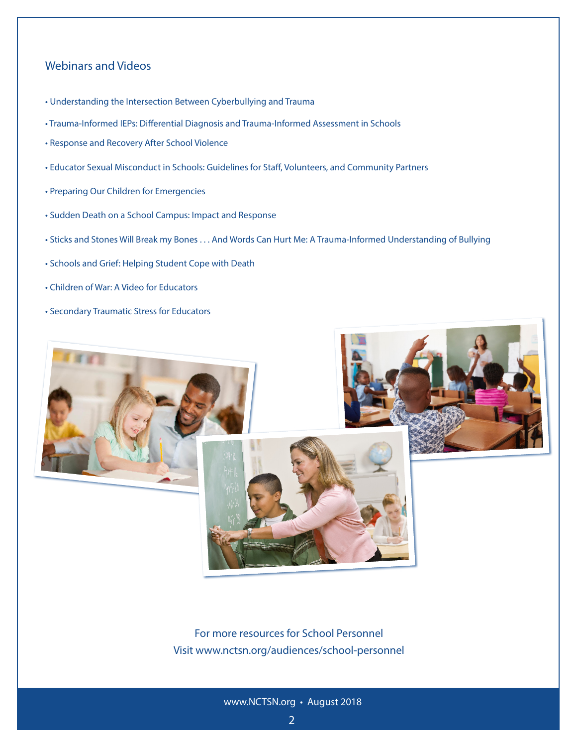## Webinars and Videos

- Understanding the Intersection Between Cyberbullying and Trauma
- Trauma-Informed IEPs: Differential Diagnosis and Trauma-Informed Assessment in Schools
- Response and Recovery After School Violence
- Educator Sexual Misconduct in Schools: Guidelines for Staff, Volunteers, and Community Partners
- Preparing Our Children for Emergencies
- Sudden Death on a School Campus: Impact and Response
- Sticks and Stones Will Break my Bones . . . And Words Can Hurt Me: A Trauma-Informed Understanding of Bullying
- Schools and Grief: Helping Student Cope with Death
- Children of War: A Video for Educators
- Secondary Traumatic Stress for Educators

For more resources for School Personnel
Visit www.nctsn.org/audiences/school-personnel

www.NCTSN.org • August 2018